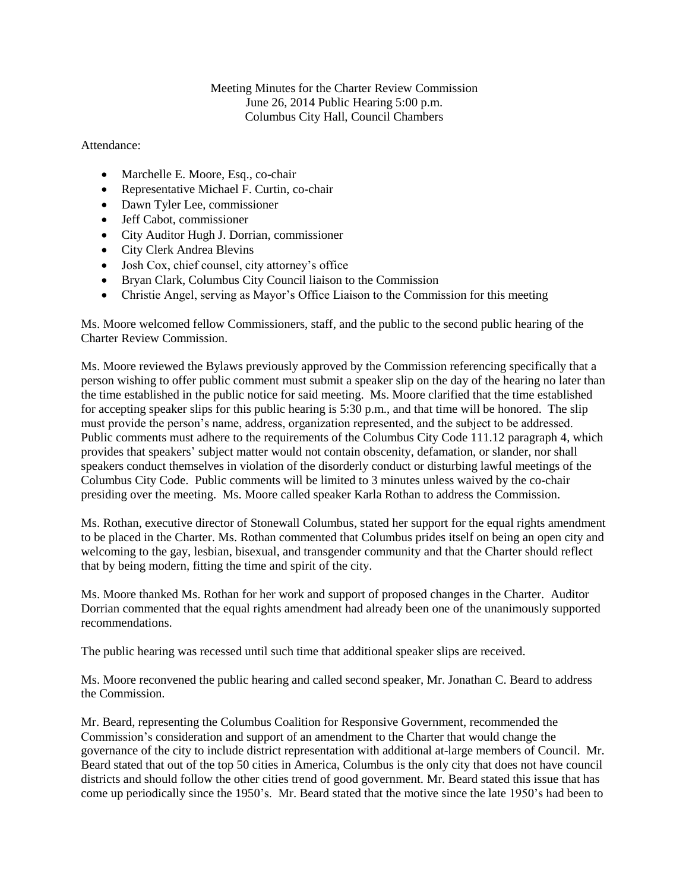Meeting Minutes for the Charter Review Commission
June 26, 2014 Public Hearing 5:00 p.m.
Columbus City Hall, Council Chambers

Attendance:

- Marchelle E. Moore, Esq., co-chair
- Representative Michael F. Curtin, co-chair
- Dawn Tyler Lee, commissioner
- Jeff Cabot, commissioner
- City Auditor Hugh J. Dorrian, commissioner
- City Clerk Andrea Blevins
- Josh Cox, chief counsel, city attorney's office
- Bryan Clark, Columbus City Council liaison to the Commission
- Christie Angel, serving as Mayor's Office Liaison to the Commission for this meeting

Ms. Moore welcomed fellow Commissioners, staff, and the public to the second public hearing of the Charter Review Commission.

Ms. Moore reviewed the Bylaws previously approved by the Commission referencing specifically that a person wishing to offer public comment must submit a speaker slip on the day of the hearing no later than the time established in the public notice for said meeting. Ms. Moore clarified that the time established for accepting speaker slips for this public hearing is 5:30 p.m., and that time will be honored. The slip must provide the person's name, address, organization represented, and the subject to be addressed. Public comments must adhere to the requirements of the Columbus City Code 111.12 paragraph 4, which provides that speakers' subject matter would not contain obscenity, defamation, or slander, nor shall speakers conduct themselves in violation of the disorderly conduct or disturbing lawful meetings of the Columbus City Code. Public comments will be limited to 3 minutes unless waived by the co-chair presiding over the meeting. Ms. Moore called speaker Karla Rothan to address the Commission.

Ms. Rothan, executive director of Stonewall Columbus, stated her support for the equal rights amendment to be placed in the Charter. Ms. Rothan commented that Columbus prides itself on being an open city and welcoming to the gay, lesbian, bisexual, and transgender community and that the Charter should reflect that by being modern, fitting the time and spirit of the city.

Ms. Moore thanked Ms. Rothan for her work and support of proposed changes in the Charter. Auditor Dorrian commented that the equal rights amendment had already been one of the unanimously supported recommendations.

The public hearing was recessed until such time that additional speaker slips are received.

Ms. Moore reconvened the public hearing and called second speaker, Mr. Jonathan C. Beard to address the Commission.

Mr. Beard, representing the Columbus Coalition for Responsive Government, recommended the Commission's consideration and support of an amendment to the Charter that would change the governance of the city to include district representation with additional at-large members of Council. Mr. Beard stated that out of the top 50 cities in America, Columbus is the only city that does not have council districts and should follow the other cities trend of good government. Mr. Beard stated this issue that has come up periodically since the 1950's. Mr. Beard stated that the motive since the late 1950's had been to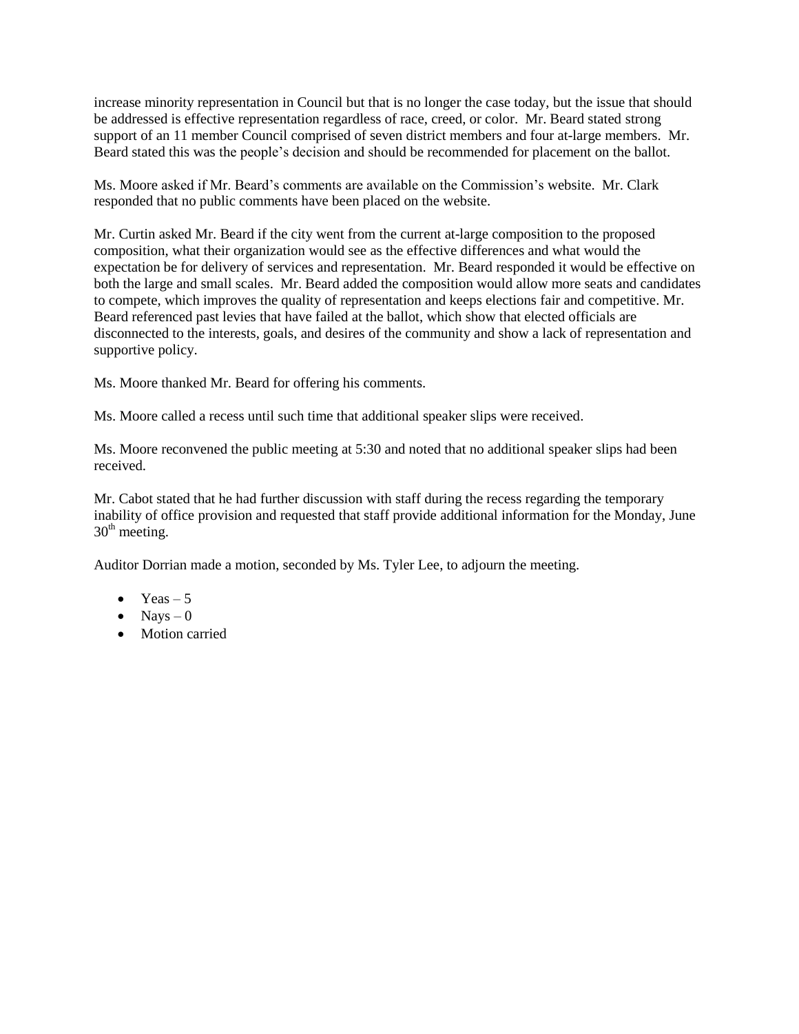increase minority representation in Council but that is no longer the case today, but the issue that should be addressed is effective representation regardless of race, creed, or color. Mr. Beard stated strong support of an 11 member Council comprised of seven district members and four at-large members. Mr. Beard stated this was the people's decision and should be recommended for placement on the ballot.

Ms. Moore asked if Mr. Beard's comments are available on the Commission's website. Mr. Clark responded that no public comments have been placed on the website.

Mr. Curtin asked Mr. Beard if the city went from the current at-large composition to the proposed composition, what their organization would see as the effective differences and what would the expectation be for delivery of services and representation. Mr. Beard responded it would be effective on both the large and small scales. Mr. Beard added the composition would allow more seats and candidates to compete, which improves the quality of representation and keeps elections fair and competitive. Mr. Beard referenced past levies that have failed at the ballot, which show that elected officials are disconnected to the interests, goals, and desires of the community and show a lack of representation and supportive policy.

Ms. Moore thanked Mr. Beard for offering his comments.

Ms. Moore called a recess until such time that additional speaker slips were received.

Ms. Moore reconvened the public meeting at 5:30 and noted that no additional speaker slips had been received.

Mr. Cabot stated that he had further discussion with staff during the recess regarding the temporary inability of office provision and requested that staff provide additional information for the Monday, June 30th meeting.

Auditor Dorrian made a motion, seconded by Ms. Tyler Lee, to adjourn the meeting.

- Yeas – 5
- Nays – 0
- Motion carried